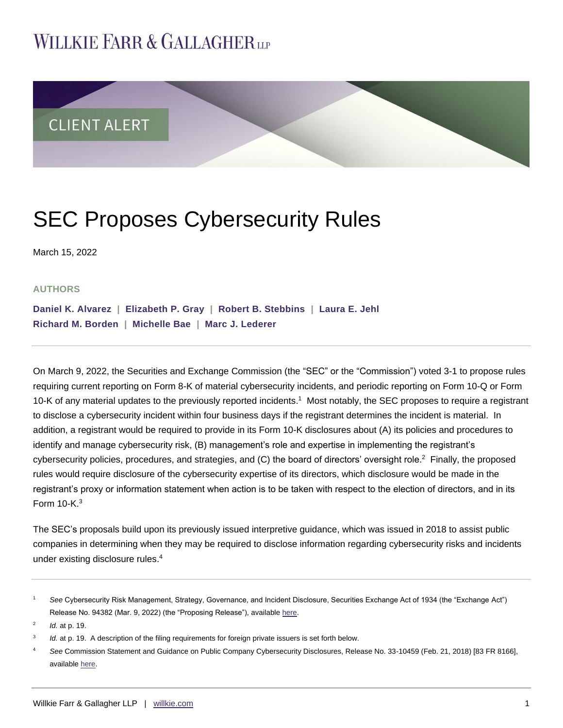# WILLKIE FARR & GALLAGHER LLP

CLIENT ALERT

# SEC Proposes Cybersecurity Rules

March 15, 2022

**AUTHORS**

**Daniel K. Alvarez | Elizabeth P. Gray | Robert B. Stebbins | Laura E. Jehl**
**Richard M. Borden | Michelle Bae | Marc J. Lederer**

---

On March 9, 2022, the Securities and Exchange Commission (the "SEC" or the "Commission") voted 3-1 to propose rules requiring current reporting on Form 8-K of material cybersecurity incidents, and periodic reporting on Form 10-Q or Form 10-K of any material updates to the previously reported incidents.[1] Most notably, the SEC proposes to require a registrant to disclose a cybersecurity incident within four business days if the registrant determines the incident is material. In addition, a registrant would be required to provide in its Form 10-K disclosures about (A) its policies and procedures to identify and manage cybersecurity risk, (B) management's role and expertise in implementing the registrant's cybersecurity policies, procedures, and strategies, and (C) the board of directors' oversight role.[2] Finally, the proposed rules would require disclosure of the cybersecurity expertise of its directors, which disclosure would be made in the registrant's proxy or information statement when action is to be taken with respect to the election of directors, and in its Form 10-K.[3]

The SEC's proposals build upon its previously issued interpretive guidance, which was issued in 2018 to assist public companies in determining when they may be required to disclose information regarding cybersecurity risks and incidents under existing disclosure rules.[4]

---

[1] *See* Cybersecurity Risk Management, Strategy, Governance, and Incident Disclosure, Securities Exchange Act of 1934 (the "Exchange Act") Release No. 94382 (Mar. 9, 2022) (the "Proposing Release"), available here.

[2] *Id.* at p. 19.

[3] *Id.* at p. 19. A description of the filing requirements for foreign private issuers is set forth below.

[4] *See* Commission Statement and Guidance on Public Company Cybersecurity Disclosures, Release No. 33-10459 (Feb. 21, 2018) [83 FR 8166], available here.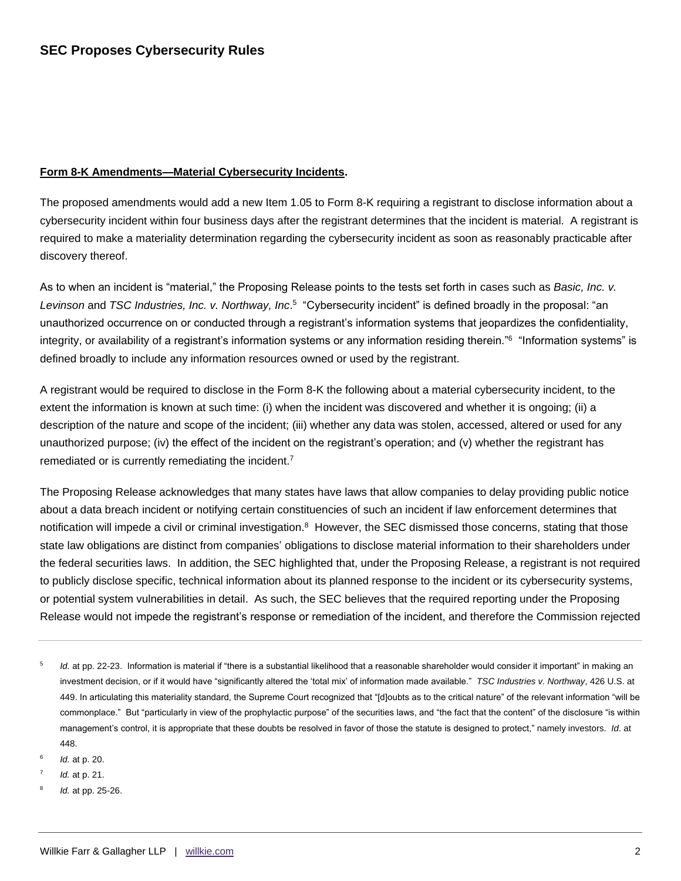**Form 8-K Amendments—Material Cybersecurity Incidents.**

The proposed amendments would add a new Item 1.05 to Form 8-K requiring a registrant to disclose information about a cybersecurity incident within four business days after the registrant determines that the incident is material. A registrant is required to make a materiality determination regarding the cybersecurity incident as soon as reasonably practicable after discovery thereof.

As to when an incident is "material," the Proposing Release points to the tests set forth in cases such as *Basic, Inc. v. Levinson* and *TSC Industries, Inc. v. Northway, Inc*.[5] "Cybersecurity incident" is defined broadly in the proposal: "an unauthorized occurrence on or conducted through a registrant's information systems that jeopardizes the confidentiality, integrity, or availability of a registrant's information systems or any information residing therein."[6] "Information systems" is defined broadly to include any information resources owned or used by the registrant.

A registrant would be required to disclose in the Form 8-K the following about a material cybersecurity incident, to the extent the information is known at such time: (i) when the incident was discovered and whether it is ongoing; (ii) a description of the nature and scope of the incident; (iii) whether any data was stolen, accessed, altered or used for any unauthorized purpose; (iv) the effect of the incident on the registrant's operation; and (v) whether the registrant has remediated or is currently remediating the incident.[7]

The Proposing Release acknowledges that many states have laws that allow companies to delay providing public notice about a data breach incident or notifying certain constituencies of such an incident if law enforcement determines that notification will impede a civil or criminal investigation.[8] However, the SEC dismissed those concerns, stating that those state law obligations are distinct from companies' obligations to disclose material information to their shareholders under the federal securities laws. In addition, the SEC highlighted that, under the Proposing Release, a registrant is not required to publicly disclose specific, technical information about its planned response to the incident or its cybersecurity systems, or potential system vulnerabilities in detail. As such, the SEC believes that the required reporting under the Proposing Release would not impede the registrant's response or remediation of the incident, and therefore the Commission rejected

---

[5] *Id.* at pp. 22-23. Information is material if "there is a substantial likelihood that a reasonable shareholder would consider it important" in making an investment decision, or if it would have "significantly altered the 'total mix' of information made available." *TSC Industries v. Northway*, 426 U.S. at 449. In articulating this materiality standard, the Supreme Court recognized that "[d]oubts as to the critical nature" of the relevant information "will be commonplace." But "particularly in view of the prophylactic purpose" of the securities laws, and "the fact that the content" of the disclosure "is within management's control, it is appropriate that these doubts be resolved in favor of those the statute is designed to protect," namely investors. *Id.* at 448.

[6] *Id.* at p. 20.

[7] *Id.* at p. 21.

[8] *Id.* at pp. 25-26.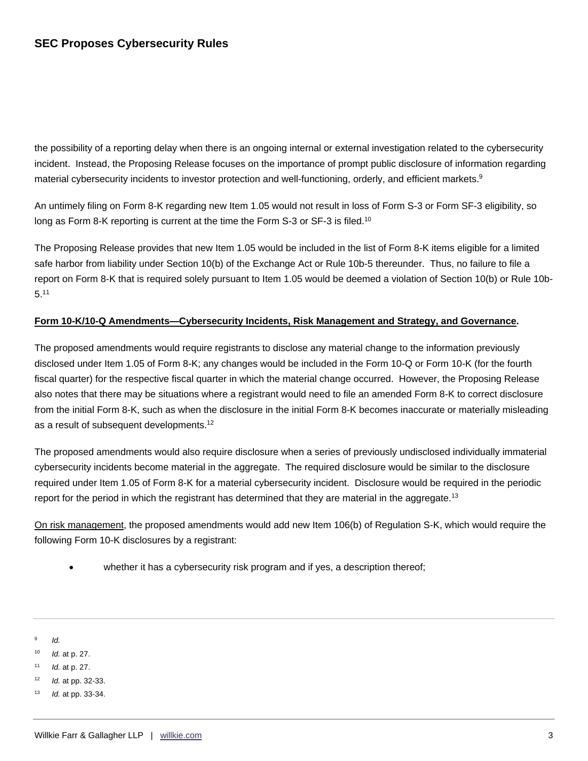the possibility of a reporting delay when there is an ongoing internal or external investigation related to the cybersecurity incident. Instead, the Proposing Release focuses on the importance of prompt public disclosure of information regarding material cybersecurity incidents to investor protection and well-functioning, orderly, and efficient markets.[9]

An untimely filing on Form 8-K regarding new Item 1.05 would not result in loss of Form S-3 or Form SF-3 eligibility, so long as Form 8-K reporting is current at the time the Form S-3 or SF-3 is filed.[10]

The Proposing Release provides that new Item 1.05 would be included in the list of Form 8-K items eligible for a limited safe harbor from liability under Section 10(b) of the Exchange Act or Rule 10b-5 thereunder. Thus, no failure to file a report on Form 8-K that is required solely pursuant to Item 1.05 would be deemed a violation of Section 10(b) or Rule 10b-5.[11]

**Form 10-K/10-Q Amendments—Cybersecurity Incidents, Risk Management and Strategy, and Governance.**

The proposed amendments would require registrants to disclose any material change to the information previously disclosed under Item 1.05 of Form 8-K; any changes would be included in the Form 10-Q or Form 10-K (for the fourth fiscal quarter) for the respective fiscal quarter in which the material change occurred. However, the Proposing Release also notes that there may be situations where a registrant would need to file an amended Form 8-K to correct disclosure from the initial Form 8-K, such as when the disclosure in the initial Form 8-K becomes inaccurate or materially misleading as a result of subsequent developments.[12]

The proposed amendments would also require disclosure when a series of previously undisclosed individually immaterial cybersecurity incidents become material in the aggregate. The required disclosure would be similar to the disclosure required under Item 1.05 of Form 8-K for a material cybersecurity incident. Disclosure would be required in the periodic report for the period in which the registrant has determined that they are material in the aggregate.[13]

On risk management, the proposed amendments would add new Item 106(b) of Regulation S-K, which would require the following Form 10-K disclosures by a registrant:

- whether it has a cybersecurity risk program and if yes, a description thereof;

---

[9] *Id.*

[10] *Id.* at p. 27.

[11] *Id.* at p. 27.

[12] *Id.* at pp. 32-33.

[13] *Id.* at pp. 33-34.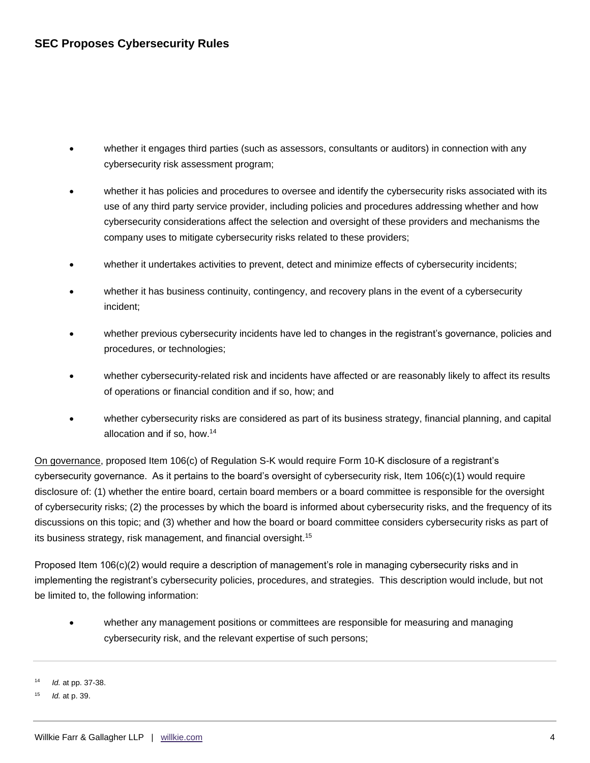- whether it engages third parties (such as assessors, consultants or auditors) in connection with any cybersecurity risk assessment program;
- whether it has policies and procedures to oversee and identify the cybersecurity risks associated with its use of any third party service provider, including policies and procedures addressing whether and how cybersecurity considerations affect the selection and oversight of these providers and mechanisms the company uses to mitigate cybersecurity risks related to these providers;
- whether it undertakes activities to prevent, detect and minimize effects of cybersecurity incidents;
- whether it has business continuity, contingency, and recovery plans in the event of a cybersecurity incident;
- whether previous cybersecurity incidents have led to changes in the registrant's governance, policies and procedures, or technologies;
- whether cybersecurity-related risk and incidents have affected or are reasonably likely to affect its results of operations or financial condition and if so, how; and
- whether cybersecurity risks are considered as part of its business strategy, financial planning, and capital allocation and if so, how.[14]

On governance, proposed Item 106(c) of Regulation S-K would require Form 10-K disclosure of a registrant's cybersecurity governance. As it pertains to the board's oversight of cybersecurity risk, Item 106(c)(1) would require disclosure of: (1) whether the entire board, certain board members or a board committee is responsible for the oversight of cybersecurity risks; (2) the processes by which the board is informed about cybersecurity risks, and the frequency of its discussions on this topic; and (3) whether and how the board or board committee considers cybersecurity risks as part of its business strategy, risk management, and financial oversight.[15]

Proposed Item 106(c)(2) would require a description of management's role in managing cybersecurity risks and in implementing the registrant's cybersecurity policies, procedures, and strategies. This description would include, but not be limited to, the following information:

- whether any management positions or committees are responsible for measuring and managing cybersecurity risk, and the relevant expertise of such persons;

---

[14] *Id.* at pp. 37-38.

[15] *Id.* at p. 39.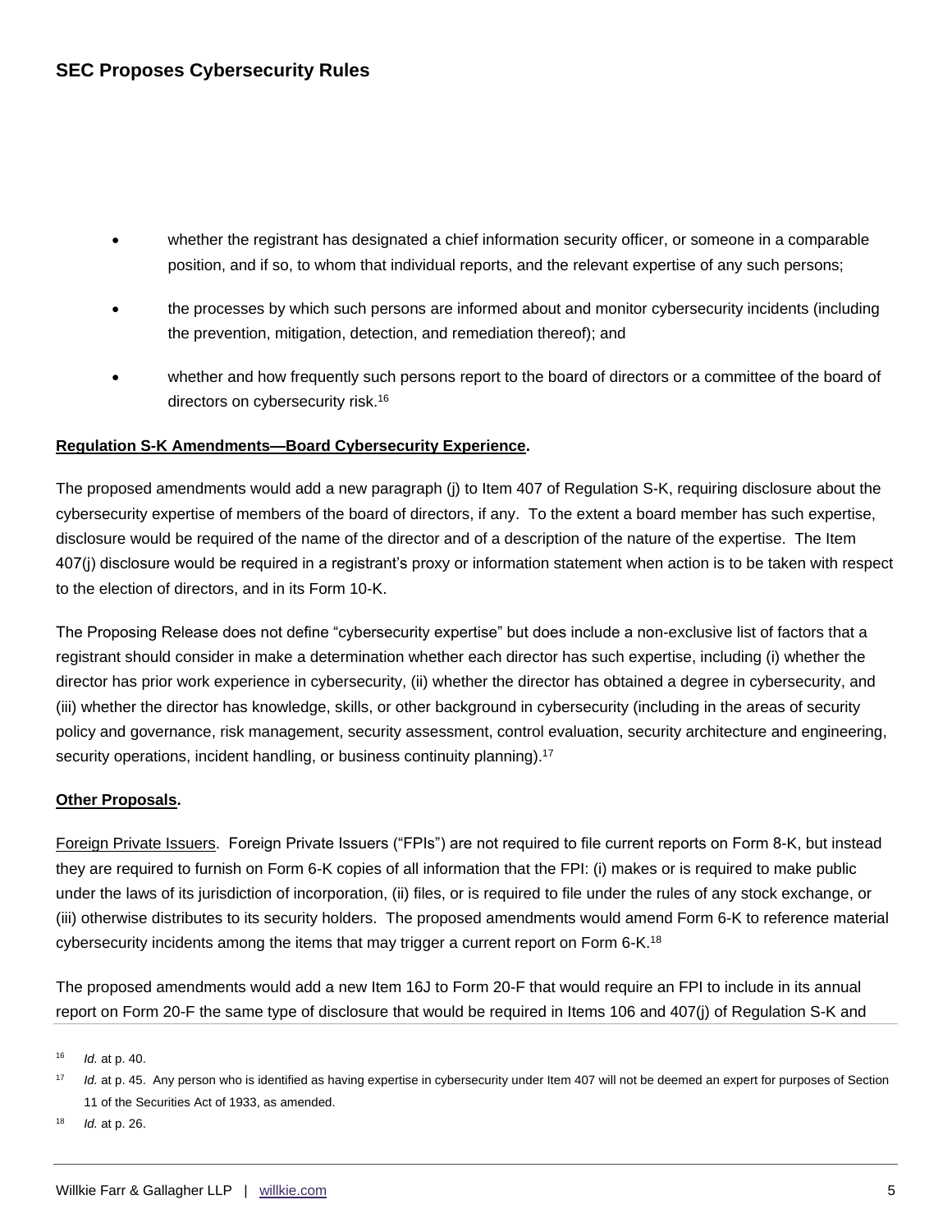- whether the registrant has designated a chief information security officer, or someone in a comparable position, and if so, to whom that individual reports, and the relevant expertise of any such persons;
- the processes by which such persons are informed about and monitor cybersecurity incidents (including the prevention, mitigation, detection, and remediation thereof); and
- whether and how frequently such persons report to the board of directors or a committee of the board of directors on cybersecurity risk.[16]

**Regulation S-K Amendments—Board Cybersecurity Experience.**

The proposed amendments would add a new paragraph (j) to Item 407 of Regulation S-K, requiring disclosure about the cybersecurity expertise of members of the board of directors, if any. To the extent a board member has such expertise, disclosure would be required of the name of the director and of a description of the nature of the expertise. The Item 407(j) disclosure would be required in a registrant's proxy or information statement when action is to be taken with respect to the election of directors, and in its Form 10-K.

The Proposing Release does not define "cybersecurity expertise" but does include a non-exclusive list of factors that a registrant should consider in make a determination whether each director has such expertise, including (i) whether the director has prior work experience in cybersecurity, (ii) whether the director has obtained a degree in cybersecurity, and (iii) whether the director has knowledge, skills, or other background in cybersecurity (including in the areas of security policy and governance, risk management, security assessment, control evaluation, security architecture and engineering, security operations, incident handling, or business continuity planning).[17]

**Other Proposals.**

Foreign Private Issuers. Foreign Private Issuers ("FPIs") are not required to file current reports on Form 8-K, but instead they are required to furnish on Form 6-K copies of all information that the FPI: (i) makes or is required to make public under the laws of its jurisdiction of incorporation, (ii) files, or is required to file under the rules of any stock exchange, or (iii) otherwise distributes to its security holders. The proposed amendments would amend Form 6-K to reference material cybersecurity incidents among the items that may trigger a current report on Form 6-K.[18]

The proposed amendments would add a new Item 16J to Form 20-F that would require an FPI to include in its annual report on Form 20-F the same type of disclosure that would be required in Items 106 and 407(j) of Regulation S-K and

---

[16] *Id.* at p. 40.

[17] *Id.* at p. 45. Any person who is identified as having expertise in cybersecurity under Item 407 will not be deemed an expert for purposes of Section 11 of the Securities Act of 1933, as amended.

[18] *Id.* at p. 26.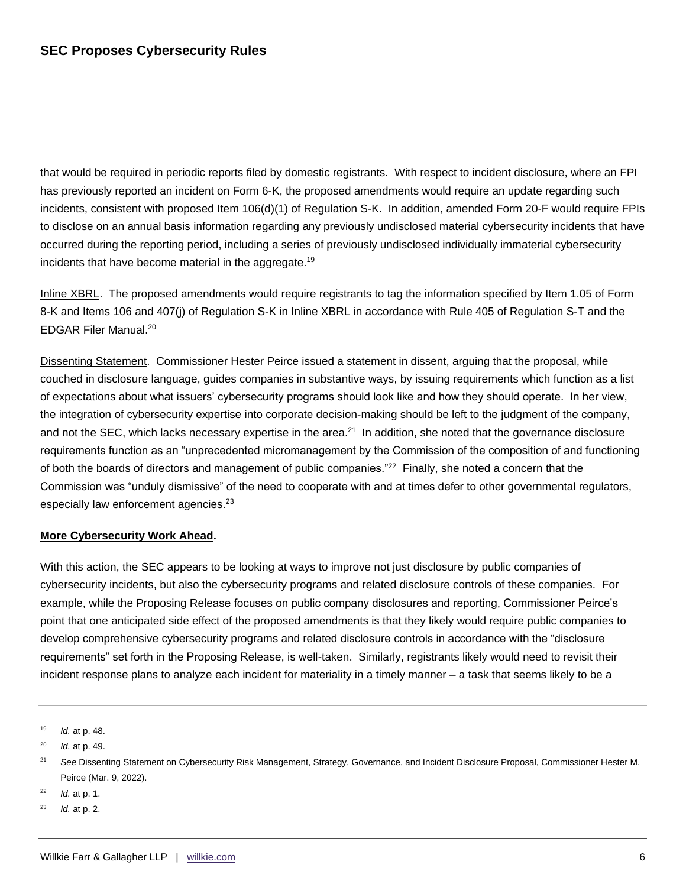that would be required in periodic reports filed by domestic registrants. With respect to incident disclosure, where an FPI has previously reported an incident on Form 6-K, the proposed amendments would require an update regarding such incidents, consistent with proposed Item 106(d)(1) of Regulation S-K. In addition, amended Form 20-F would require FPIs to disclose on an annual basis information regarding any previously undisclosed material cybersecurity incidents that have occurred during the reporting period, including a series of previously undisclosed individually immaterial cybersecurity incidents that have become material in the aggregate.[19]

Inline XBRL. The proposed amendments would require registrants to tag the information specified by Item 1.05 of Form 8-K and Items 106 and 407(j) of Regulation S-K in Inline XBRL in accordance with Rule 405 of Regulation S-T and the EDGAR Filer Manual.[20]

Dissenting Statement. Commissioner Hester Peirce issued a statement in dissent, arguing that the proposal, while couched in disclosure language, guides companies in substantive ways, by issuing requirements which function as a list of expectations about what issuers' cybersecurity programs should look like and how they should operate. In her view, the integration of cybersecurity expertise into corporate decision-making should be left to the judgment of the company, and not the SEC, which lacks necessary expertise in the area.[21] In addition, she noted that the governance disclosure requirements function as an "unprecedented micromanagement by the Commission of the composition of and functioning of both the boards of directors and management of public companies."[22] Finally, she noted a concern that the Commission was "unduly dismissive" of the need to cooperate with and at times defer to other governmental regulators, especially law enforcement agencies.[23]

**More Cybersecurity Work Ahead.**

With this action, the SEC appears to be looking at ways to improve not just disclosure by public companies of cybersecurity incidents, but also the cybersecurity programs and related disclosure controls of these companies. For example, while the Proposing Release focuses on public company disclosures and reporting, Commissioner Peirce's point that one anticipated side effect of the proposed amendments is that they likely would require public companies to develop comprehensive cybersecurity programs and related disclosure controls in accordance with the "disclosure requirements" set forth in the Proposing Release, is well-taken. Similarly, registrants likely would need to revisit their incident response plans to analyze each incident for materiality in a timely manner – a task that seems likely to be a

---

[19] *Id.* at p. 48.

[20] *Id.* at p. 49.

[21] *See* Dissenting Statement on Cybersecurity Risk Management, Strategy, Governance, and Incident Disclosure Proposal, Commissioner Hester M. Peirce (Mar. 9, 2022).

[22] *Id.* at p. 1.

[23] *Id.* at p. 2.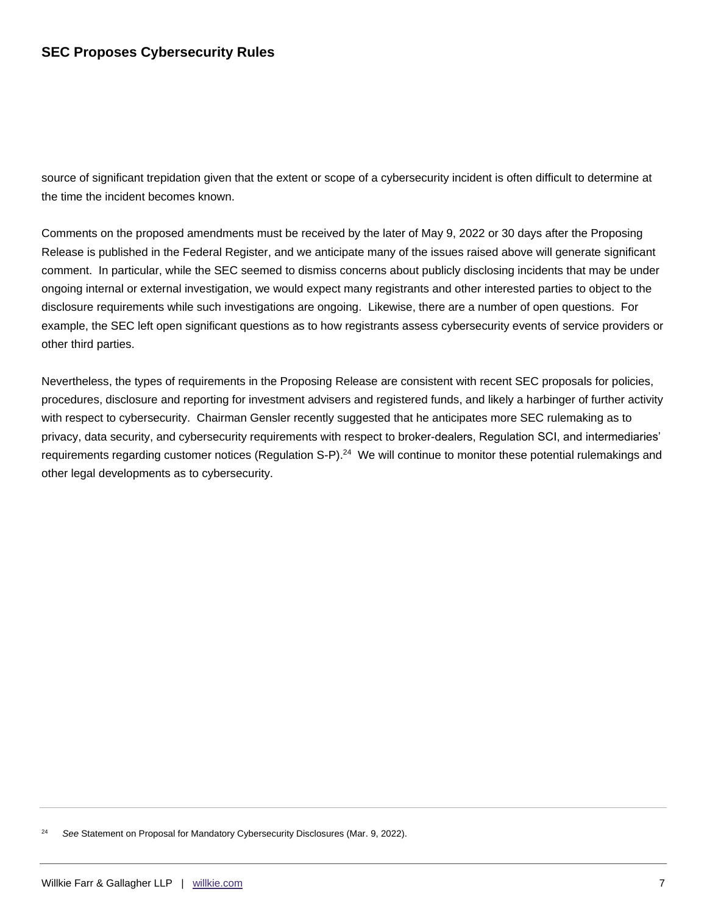source of significant trepidation given that the extent or scope of a cybersecurity incident is often difficult to determine at the time the incident becomes known.

Comments on the proposed amendments must be received by the later of May 9, 2022 or 30 days after the Proposing Release is published in the Federal Register, and we anticipate many of the issues raised above will generate significant comment. In particular, while the SEC seemed to dismiss concerns about publicly disclosing incidents that may be under ongoing internal or external investigation, we would expect many registrants and other interested parties to object to the disclosure requirements while such investigations are ongoing. Likewise, there are a number of open questions. For example, the SEC left open significant questions as to how registrants assess cybersecurity events of service providers or other third parties.

Nevertheless, the types of requirements in the Proposing Release are consistent with recent SEC proposals for policies, procedures, disclosure and reporting for investment advisers and registered funds, and likely a harbinger of further activity with respect to cybersecurity. Chairman Gensler recently suggested that he anticipates more SEC rulemaking as to privacy, data security, and cybersecurity requirements with respect to broker-dealers, Regulation SCI, and intermediaries' requirements regarding customer notices (Regulation S-P).[24] We will continue to monitor these potential rulemakings and other legal developments as to cybersecurity.

---

[24] *See* Statement on Proposal for Mandatory Cybersecurity Disclosures (Mar. 9, 2022).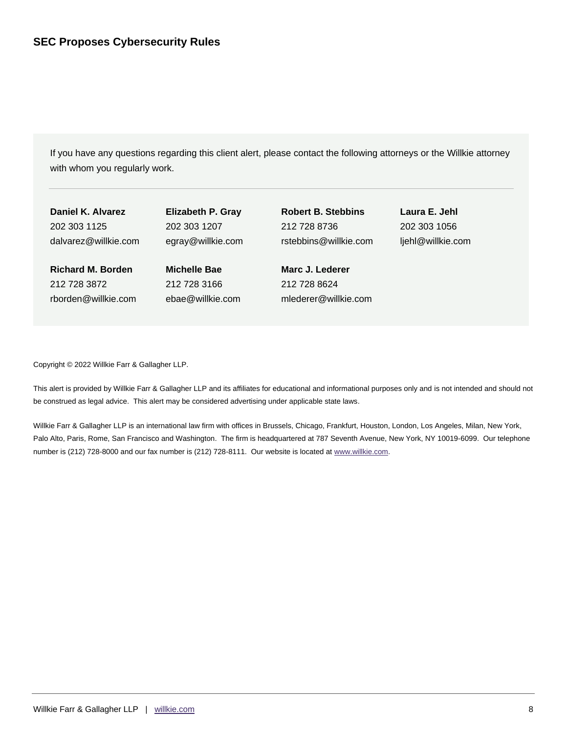If you have any questions regarding this client alert, please contact the following attorneys or the Willkie attorney with whom you regularly work.

| | | | |
|---|---|---|---|
| **Daniel K. Alvarez**<br>202 303 1125<br>dalvarez@willkie.com | **Elizabeth P. Gray**<br>202 303 1207<br>egray@willkie.com | **Robert B. Stebbins**<br>212 728 8736<br>rstebbins@willkie.com | **Laura E. Jehl**<br>202 303 1056<br>ljehl@willkie.com |
| **Richard M. Borden**<br>212 728 3872<br>rborden@willkie.com | **Michelle Bae**<br>212 728 3166<br>ebae@willkie.com | **Marc J. Lederer**<br>212 728 8624<br>mlederer@willkie.com | |

Copyright © 2022 Willkie Farr & Gallagher LLP.

This alert is provided by Willkie Farr & Gallagher LLP and its affiliates for educational and informational purposes only and is not intended and should not be construed as legal advice. This alert may be considered advertising under applicable state laws.

Willkie Farr & Gallagher LLP is an international law firm with offices in Brussels, Chicago, Frankfurt, Houston, London, Los Angeles, Milan, New York, Palo Alto, Paris, Rome, San Francisco and Washington. The firm is headquartered at 787 Seventh Avenue, New York, NY 10019-6099. Our telephone number is (212) 728-8000 and our fax number is (212) 728-8111. Our website is located at www.willkie.com.